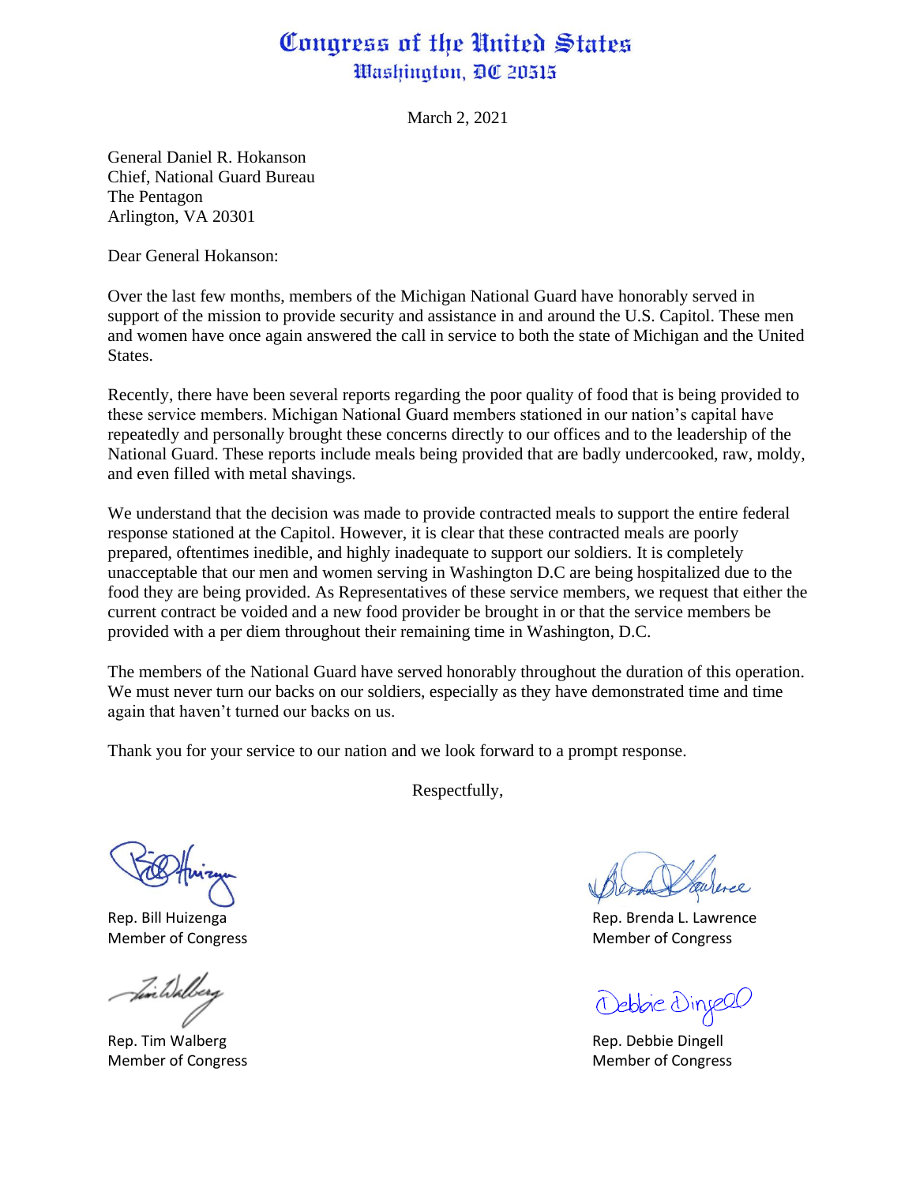# Congress of the United States
## Washington, DC 20515

March 2, 2021

General Daniel R. Hokanson
Chief, National Guard Bureau
The Pentagon
Arlington, VA 20301

Dear General Hokanson:

Over the last few months, members of the Michigan National Guard have honorably served in support of the mission to provide security and assistance in and around the U.S. Capitol. These men and women have once again answered the call in service to both the state of Michigan and the United States.

Recently, there have been several reports regarding the poor quality of food that is being provided to these service members. Michigan National Guard members stationed in our nation's capital have repeatedly and personally brought these concerns directly to our offices and to the leadership of the National Guard. These reports include meals being provided that are badly undercooked, raw, moldy, and even filled with metal shavings.

We understand that the decision was made to provide contracted meals to support the entire federal response stationed at the Capitol. However, it is clear that these contracted meals are poorly prepared, oftentimes inedible, and highly inadequate to support our soldiers. It is completely unacceptable that our men and women serving in Washington D.C are being hospitalized due to the food they are being provided. As Representatives of these service members, we request that either the current contract be voided and a new food provider be brought in or that the service members be provided with a per diem throughout their remaining time in Washington, D.C.

The members of the National Guard have served honorably throughout the duration of this operation. We must never turn our backs on our soldiers, especially as they have demonstrated time and time again that haven't turned our backs on us.

Thank you for your service to our nation and we look forward to a prompt response.

Respectfully,

Rep. Bill Huizenga
Member of Congress

Rep. Brenda L. Lawrence
Member of Congress

Rep. Tim Walberg
Member of Congress

Rep. Debbie Dingell
Member of Congress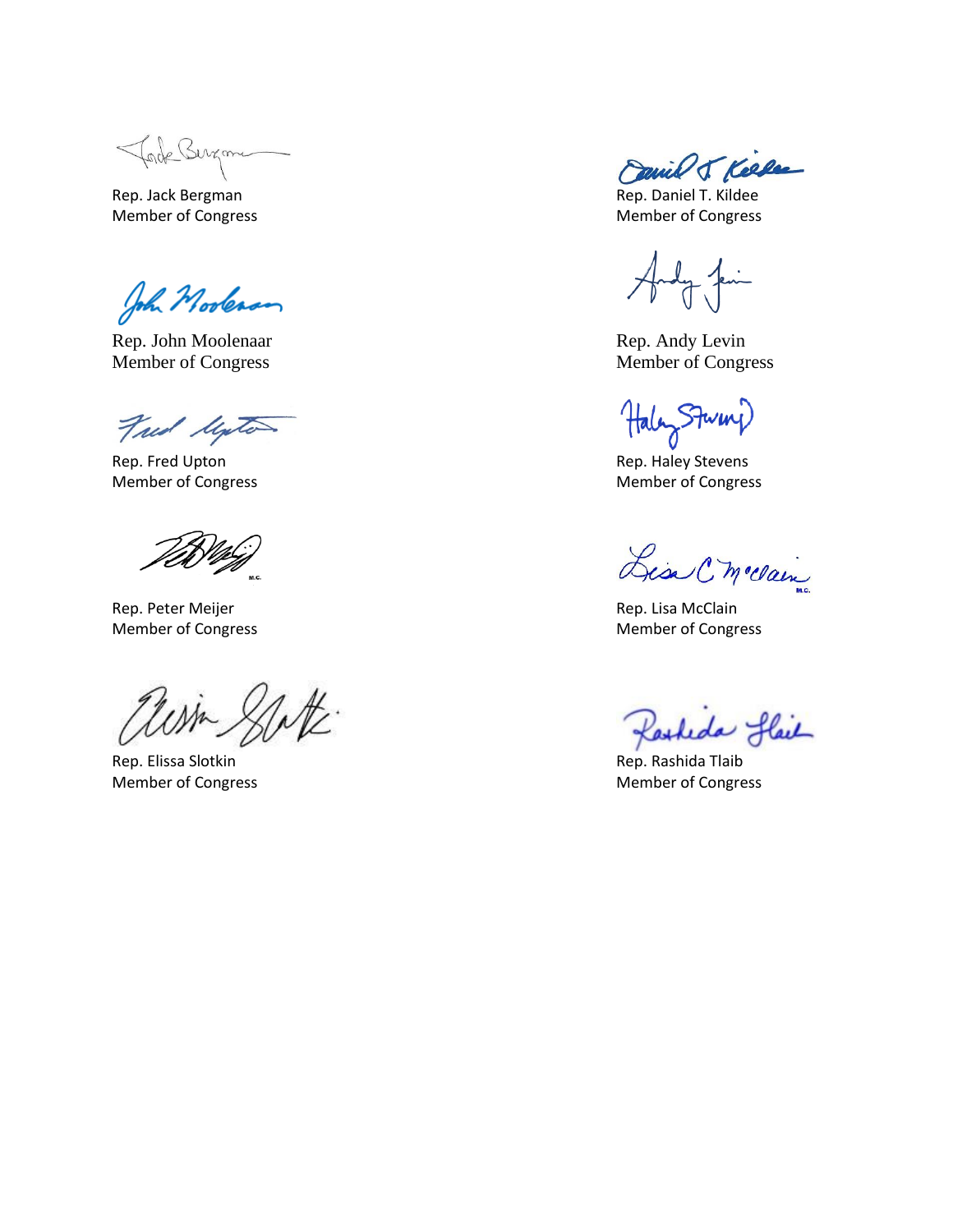Rep. Jack Bergman
Member of Congress

Rep. Daniel T. Kildee
Member of Congress

Rep. John Moolenaar
Member of Congress

Rep. Andy Levin
Member of Congress

Rep. Fred Upton
Member of Congress

Rep. Haley Stevens
Member of Congress

Rep. Peter Meijer
Member of Congress

Rep. Lisa McClain
Member of Congress

Rep. Elissa Slotkin
Member of Congress

Rep. Rashida Tlaib
Member of Congress